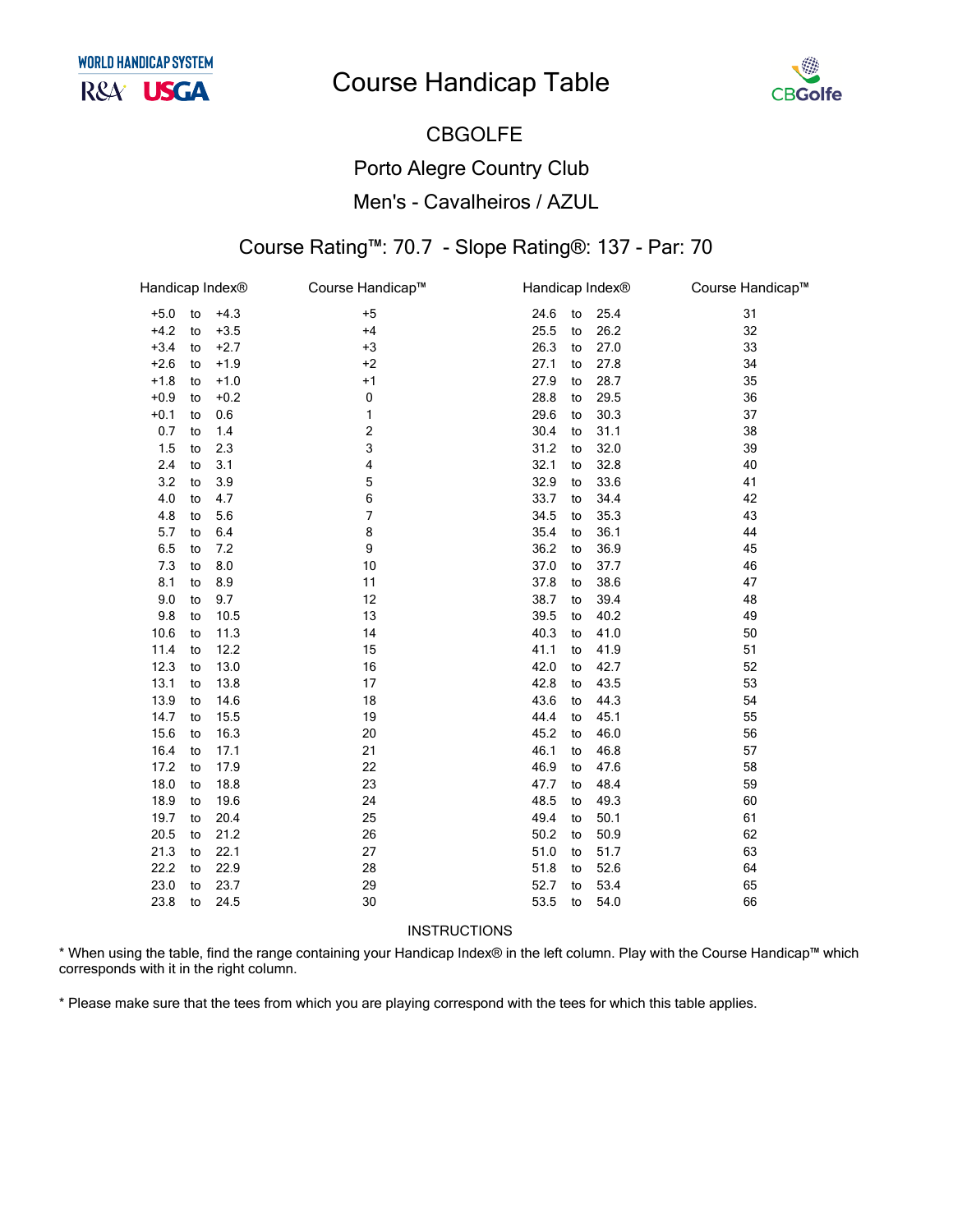WORLD HANDICAP SYSTEM

R&A USGA

# Course Handicap Table

CBGolfe

## CBGOLFE

## Porto Alegre Country Club

## Men's - Cavalheiros / AZUL

### Course Rating™: 70.7 - Slope Rating®: 137 - Par: 70

| Handicap Index® | Course Handicap™ | Handicap Index® | Course Handicap™ |
|---|---|---|---|
| +5.0 to +4.3 | +5 | 24.6 to 25.4 | 31 |
| +4.2 to +3.5 | +4 | 25.5 to 26.2 | 32 |
| +3.4 to +2.7 | +3 | 26.3 to 27.0 | 33 |
| +2.6 to +1.9 | +2 | 27.1 to 27.8 | 34 |
| +1.8 to +1.0 | +1 | 27.9 to 28.7 | 35 |
| +0.9 to +0.2 | 0 | 28.8 to 29.5 | 36 |
| +0.1 to 0.6 | 1 | 29.6 to 30.3 | 37 |
| 0.7 to 1.4 | 2 | 30.4 to 31.1 | 38 |
| 1.5 to 2.3 | 3 | 31.2 to 32.0 | 39 |
| 2.4 to 3.1 | 4 | 32.1 to 32.8 | 40 |
| 3.2 to 3.9 | 5 | 32.9 to 33.6 | 41 |
| 4.0 to 4.7 | 6 | 33.7 to 34.4 | 42 |
| 4.8 to 5.6 | 7 | 34.5 to 35.3 | 43 |
| 5.7 to 6.4 | 8 | 35.4 to 36.1 | 44 |
| 6.5 to 7.2 | 9 | 36.2 to 36.9 | 45 |
| 7.3 to 8.0 | 10 | 37.0 to 37.7 | 46 |
| 8.1 to 8.9 | 11 | 37.8 to 38.6 | 47 |
| 9.0 to 9.7 | 12 | 38.7 to 39.4 | 48 |
| 9.8 to 10.5 | 13 | 39.5 to 40.2 | 49 |
| 10.6 to 11.3 | 14 | 40.3 to 41.0 | 50 |
| 11.4 to 12.2 | 15 | 41.1 to 41.9 | 51 |
| 12.3 to 13.0 | 16 | 42.0 to 42.7 | 52 |
| 13.1 to 13.8 | 17 | 42.8 to 43.5 | 53 |
| 13.9 to 14.6 | 18 | 43.6 to 44.3 | 54 |
| 14.7 to 15.5 | 19 | 44.4 to 45.1 | 55 |
| 15.6 to 16.3 | 20 | 45.2 to 46.0 | 56 |
| 16.4 to 17.1 | 21 | 46.1 to 46.8 | 57 |
| 17.2 to 17.9 | 22 | 46.9 to 47.6 | 58 |
| 18.0 to 18.8 | 23 | 47.7 to 48.4 | 59 |
| 18.9 to 19.6 | 24 | 48.5 to 49.3 | 60 |
| 19.7 to 20.4 | 25 | 49.4 to 50.1 | 61 |
| 20.5 to 21.2 | 26 | 50.2 to 50.9 | 62 |
| 21.3 to 22.1 | 27 | 51.0 to 51.7 | 63 |
| 22.2 to 22.9 | 28 | 51.8 to 52.6 | 64 |
| 23.0 to 23.7 | 29 | 52.7 to 53.4 | 65 |
| 23.8 to 24.5 | 30 | 53.5 to 54.0 | 66 |

INSTRUCTIONS

* When using the table, find the range containing your Handicap Index® in the left column. Play with the Course Handicap™ which corresponds with it in the right column.

* Please make sure that the tees from which you are playing correspond with the tees for which this table applies.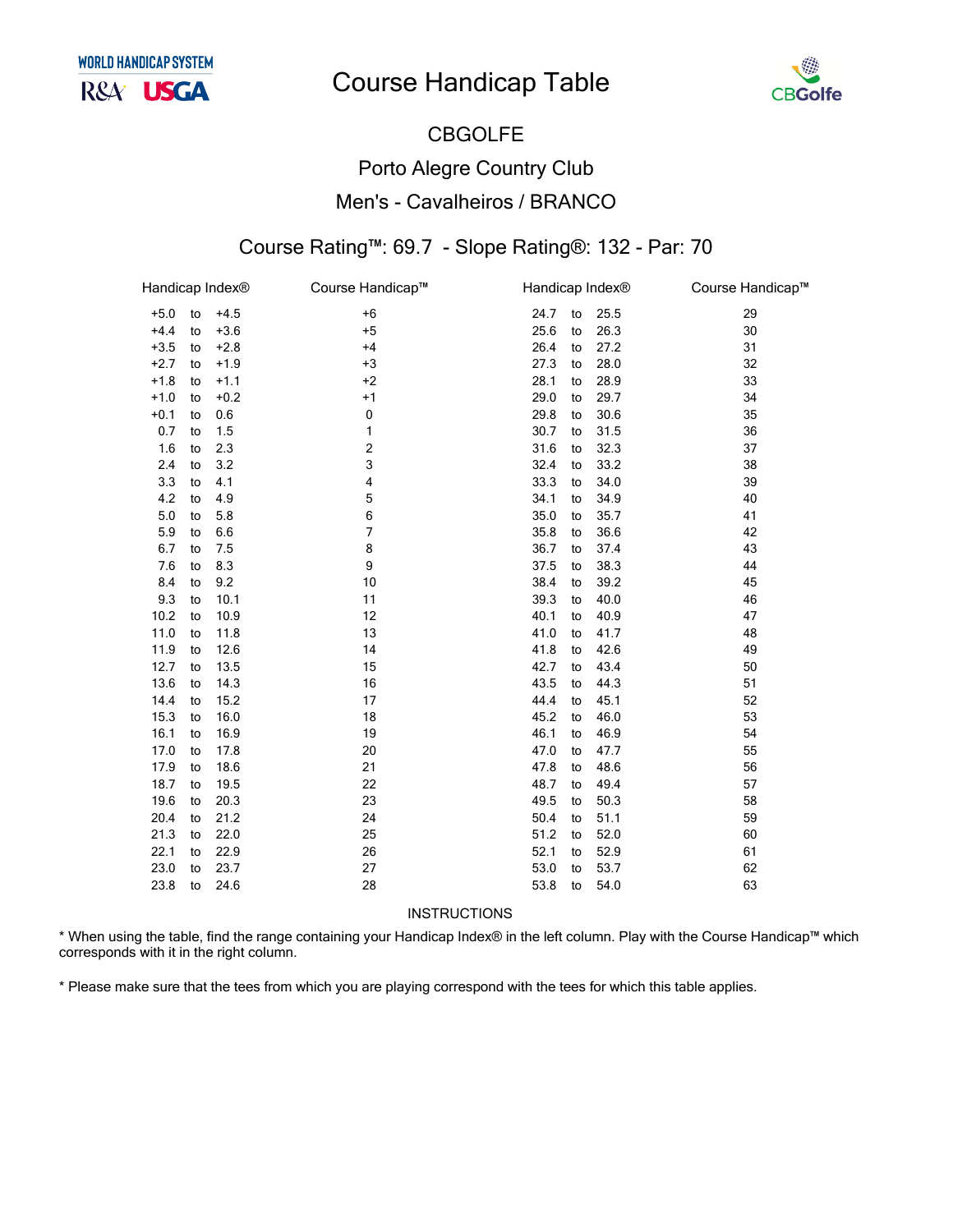WORLD HANDICAP SYSTEM

R&A USGA

# Course Handicap Table

CBGolfe

## CBGOLFE

## Porto Alegre Country Club

## Men's - Cavalheiros / BRANCO

### Course Rating™: 69.7 - Slope Rating®: 132 - Par: 70

| Handicap Index® | Course Handicap™ | Handicap Index® | Course Handicap™ |
|---|---|---|---|
| +5.0 to +4.5 | +6 | 24.7 to 25.5 | 29 |
| +4.4 to +3.6 | +5 | 25.6 to 26.3 | 30 |
| +3.5 to +2.8 | +4 | 26.4 to 27.2 | 31 |
| +2.7 to +1.9 | +3 | 27.3 to 28.0 | 32 |
| +1.8 to +1.1 | +2 | 28.1 to 28.9 | 33 |
| +1.0 to +0.2 | +1 | 29.0 to 29.7 | 34 |
| +0.1 to 0.6 | 0 | 29.8 to 30.6 | 35 |
| 0.7 to 1.5 | 1 | 30.7 to 31.5 | 36 |
| 1.6 to 2.3 | 2 | 31.6 to 32.3 | 37 |
| 2.4 to 3.2 | 3 | 32.4 to 33.2 | 38 |
| 3.3 to 4.1 | 4 | 33.3 to 34.0 | 39 |
| 4.2 to 4.9 | 5 | 34.1 to 34.9 | 40 |
| 5.0 to 5.8 | 6 | 35.0 to 35.7 | 41 |
| 5.9 to 6.6 | 7 | 35.8 to 36.6 | 42 |
| 6.7 to 7.5 | 8 | 36.7 to 37.4 | 43 |
| 7.6 to 8.3 | 9 | 37.5 to 38.3 | 44 |
| 8.4 to 9.2 | 10 | 38.4 to 39.2 | 45 |
| 9.3 to 10.1 | 11 | 39.3 to 40.0 | 46 |
| 10.2 to 10.9 | 12 | 40.1 to 40.9 | 47 |
| 11.0 to 11.8 | 13 | 41.0 to 41.7 | 48 |
| 11.9 to 12.6 | 14 | 41.8 to 42.6 | 49 |
| 12.7 to 13.5 | 15 | 42.7 to 43.4 | 50 |
| 13.6 to 14.3 | 16 | 43.5 to 44.3 | 51 |
| 14.4 to 15.2 | 17 | 44.4 to 45.1 | 52 |
| 15.3 to 16.0 | 18 | 45.2 to 46.0 | 53 |
| 16.1 to 16.9 | 19 | 46.1 to 46.9 | 54 |
| 17.0 to 17.8 | 20 | 47.0 to 47.7 | 55 |
| 17.9 to 18.6 | 21 | 47.8 to 48.6 | 56 |
| 18.7 to 19.5 | 22 | 48.7 to 49.4 | 57 |
| 19.6 to 20.3 | 23 | 49.5 to 50.3 | 58 |
| 20.4 to 21.2 | 24 | 50.4 to 51.1 | 59 |
| 21.3 to 22.0 | 25 | 51.2 to 52.0 | 60 |
| 22.1 to 22.9 | 26 | 52.1 to 52.9 | 61 |
| 23.0 to 23.7 | 27 | 53.0 to 53.7 | 62 |
| 23.8 to 24.6 | 28 | 53.8 to 54.0 | 63 |

INSTRUCTIONS

* When using the table, find the range containing your Handicap Index® in the left column. Play with the Course Handicap™ which corresponds with it in the right column.

* Please make sure that the tees from which you are playing correspond with the tees for which this table applies.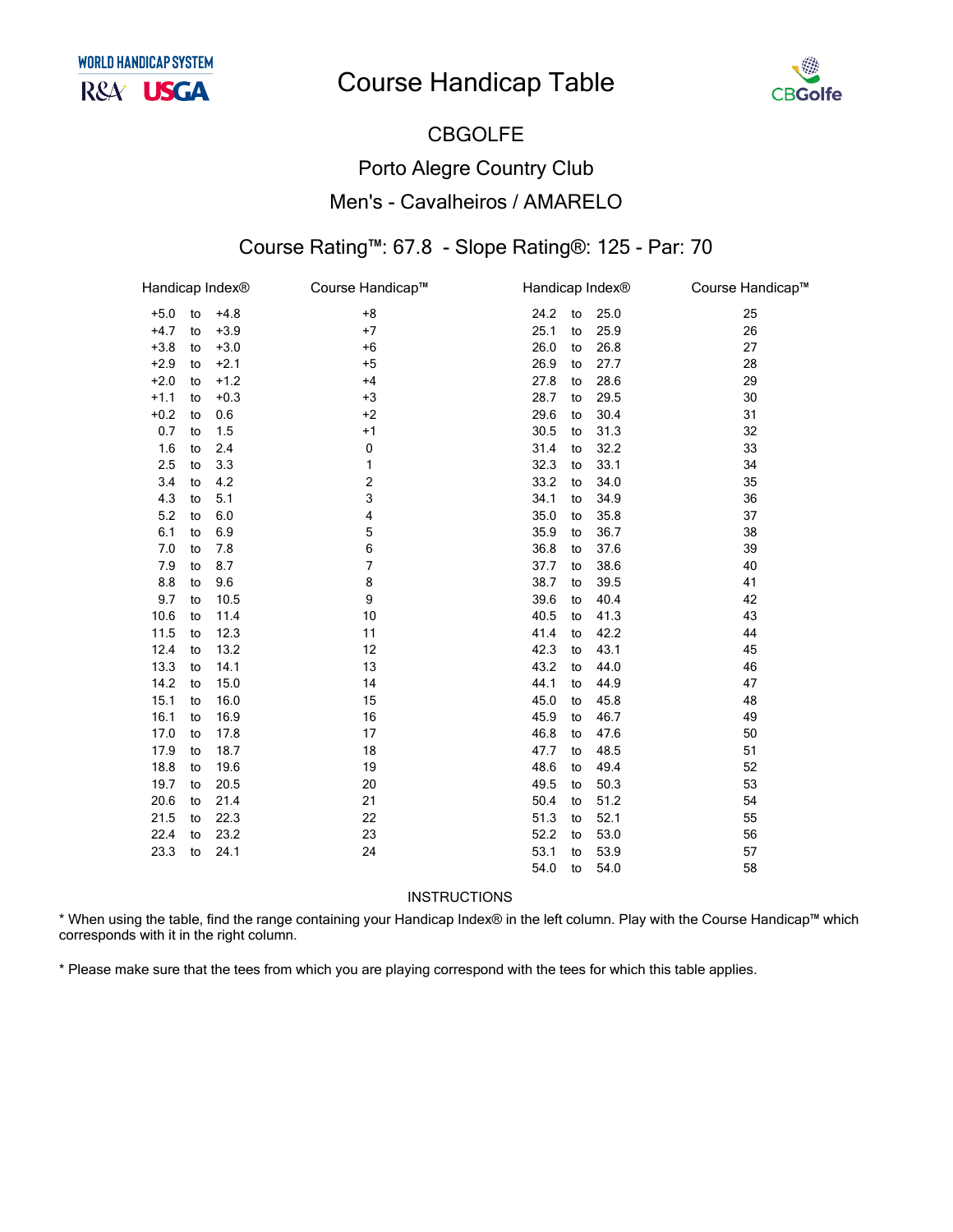# Course Handicap Table

## CBGOLFE

## Porto Alegre Country Club

## Men's - Cavalheiros / AMARELO

### Course Rating™: 67.8 - Slope Rating®: 125 - Par: 70

| Handicap Index® | Course Handicap™ | Handicap Index® | Course Handicap™ |
|---|---|---|---|
| +5.0 to +4.8 | +8 | 24.2 to 25.0 | 25 |
| +4.7 to +3.9 | +7 | 25.1 to 25.9 | 26 |
| +3.8 to +3.0 | +6 | 26.0 to 26.8 | 27 |
| +2.9 to +2.1 | +5 | 26.9 to 27.7 | 28 |
| +2.0 to +1.2 | +4 | 27.8 to 28.6 | 29 |
| +1.1 to +0.3 | +3 | 28.7 to 29.5 | 30 |
| +0.2 to 0.6 | +2 | 29.6 to 30.4 | 31 |
| 0.7 to 1.5 | +1 | 30.5 to 31.3 | 32 |
| 1.6 to 2.4 | 0 | 31.4 to 32.2 | 33 |
| 2.5 to 3.3 | 1 | 32.3 to 33.1 | 34 |
| 3.4 to 4.2 | 2 | 33.2 to 34.0 | 35 |
| 4.3 to 5.1 | 3 | 34.1 to 34.9 | 36 |
| 5.2 to 6.0 | 4 | 35.0 to 35.8 | 37 |
| 6.1 to 6.9 | 5 | 35.9 to 36.7 | 38 |
| 7.0 to 7.8 | 6 | 36.8 to 37.6 | 39 |
| 7.9 to 8.7 | 7 | 37.7 to 38.6 | 40 |
| 8.8 to 9.6 | 8 | 38.7 to 39.5 | 41 |
| 9.7 to 10.5 | 9 | 39.6 to 40.4 | 42 |
| 10.6 to 11.4 | 10 | 40.5 to 41.3 | 43 |
| 11.5 to 12.3 | 11 | 41.4 to 42.2 | 44 |
| 12.4 to 13.2 | 12 | 42.3 to 43.1 | 45 |
| 13.3 to 14.1 | 13 | 43.2 to 44.0 | 46 |
| 14.2 to 15.0 | 14 | 44.1 to 44.9 | 47 |
| 15.1 to 16.0 | 15 | 45.0 to 45.8 | 48 |
| 16.1 to 16.9 | 16 | 45.9 to 46.7 | 49 |
| 17.0 to 17.8 | 17 | 46.8 to 47.6 | 50 |
| 17.9 to 18.7 | 18 | 47.7 to 48.5 | 51 |
| 18.8 to 19.6 | 19 | 48.6 to 49.4 | 52 |
| 19.7 to 20.5 | 20 | 49.5 to 50.3 | 53 |
| 20.6 to 21.4 | 21 | 50.4 to 51.2 | 54 |
| 21.5 to 22.3 | 22 | 51.3 to 52.1 | 55 |
| 22.4 to 23.2 | 23 | 52.2 to 53.0 | 56 |
| 23.3 to 24.1 | 24 | 53.1 to 53.9 | 57 |
| | | 54.0 to 54.0 | 58 |

INSTRUCTIONS

* When using the table, find the range containing your Handicap Index® in the left column. Play with the Course Handicap™ which corresponds with it in the right column.

* Please make sure that the tees from which you are playing correspond with the tees for which this table applies.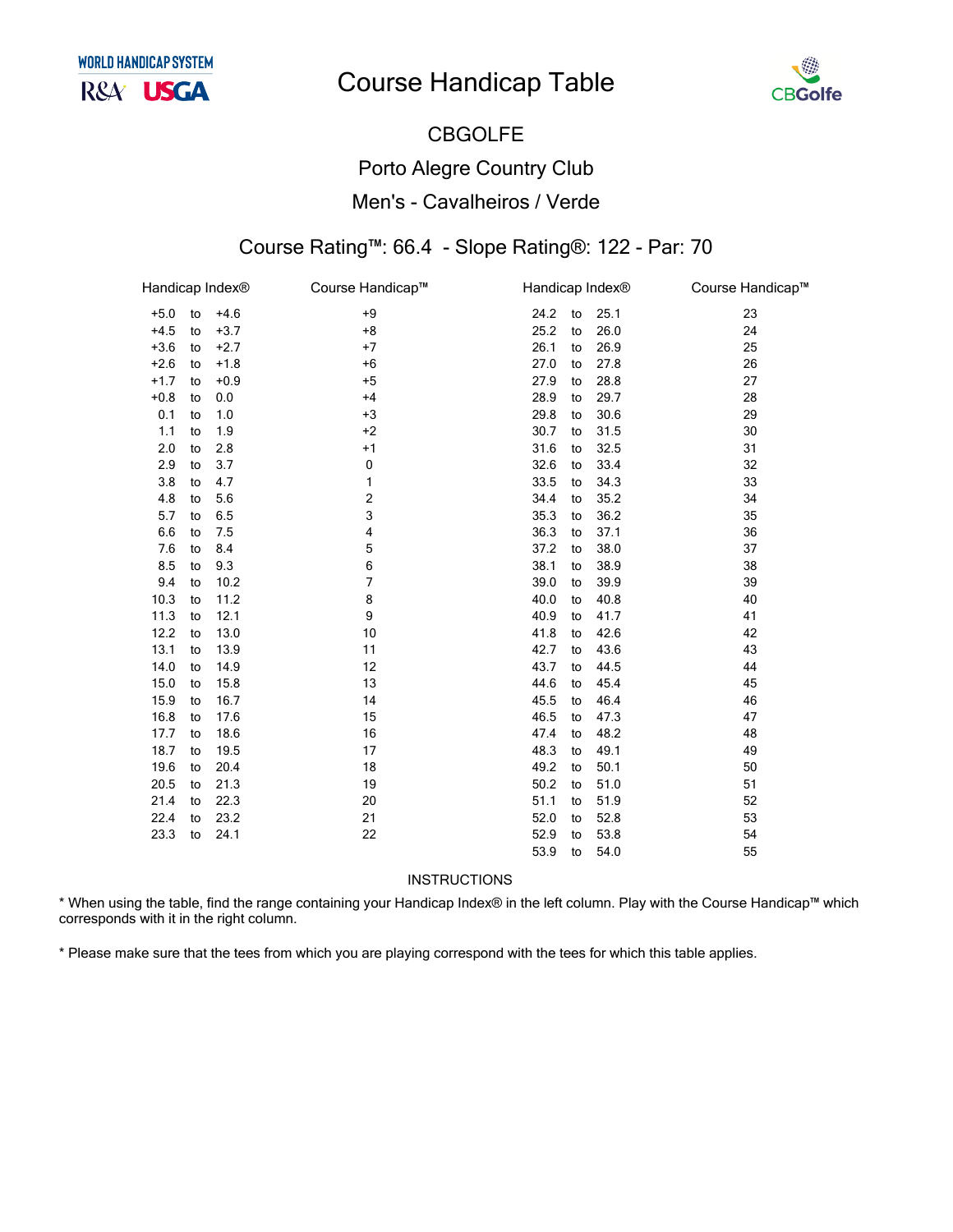# Course Handicap Table

CBGOLFE

Porto Alegre Country Club

Men's - Cavalheiros / Verde

Course Rating™: 66.4 - Slope Rating®: 122 - Par: 70

| Handicap Index® | Course Handicap™ | Handicap Index® | Course Handicap™ |
|---|---|---|---|
| +5.0 to +4.6 | +9 | 24.2 to 25.1 | 23 |
| +4.5 to +3.7 | +8 | 25.2 to 26.0 | 24 |
| +3.6 to +2.7 | +7 | 26.1 to 26.9 | 25 |
| +2.6 to +1.8 | +6 | 27.0 to 27.8 | 26 |
| +1.7 to +0.9 | +5 | 27.9 to 28.8 | 27 |
| +0.8 to 0.0 | +4 | 28.9 to 29.7 | 28 |
| 0.1 to 1.0 | +3 | 29.8 to 30.6 | 29 |
| 1.1 to 1.9 | +2 | 30.7 to 31.5 | 30 |
| 2.0 to 2.8 | +1 | 31.6 to 32.5 | 31 |
| 2.9 to 3.7 | 0 | 32.6 to 33.4 | 32 |
| 3.8 to 4.7 | 1 | 33.5 to 34.3 | 33 |
| 4.8 to 5.6 | 2 | 34.4 to 35.2 | 34 |
| 5.7 to 6.5 | 3 | 35.3 to 36.2 | 35 |
| 6.6 to 7.5 | 4 | 36.3 to 37.1 | 36 |
| 7.6 to 8.4 | 5 | 37.2 to 38.0 | 37 |
| 8.5 to 9.3 | 6 | 38.1 to 38.9 | 38 |
| 9.4 to 10.2 | 7 | 39.0 to 39.9 | 39 |
| 10.3 to 11.2 | 8 | 40.0 to 40.8 | 40 |
| 11.3 to 12.1 | 9 | 40.9 to 41.7 | 41 |
| 12.2 to 13.0 | 10 | 41.8 to 42.6 | 42 |
| 13.1 to 13.9 | 11 | 42.7 to 43.6 | 43 |
| 14.0 to 14.9 | 12 | 43.7 to 44.5 | 44 |
| 15.0 to 15.8 | 13 | 44.6 to 45.4 | 45 |
| 15.9 to 16.7 | 14 | 45.5 to 46.4 | 46 |
| 16.8 to 17.6 | 15 | 46.5 to 47.3 | 47 |
| 17.7 to 18.6 | 16 | 47.4 to 48.2 | 48 |
| 18.7 to 19.5 | 17 | 48.3 to 49.1 | 49 |
| 19.6 to 20.4 | 18 | 49.2 to 50.1 | 50 |
| 20.5 to 21.3 | 19 | 50.2 to 51.0 | 51 |
| 21.4 to 22.3 | 20 | 51.1 to 51.9 | 52 |
| 22.4 to 23.2 | 21 | 52.0 to 52.8 | 53 |
| 23.3 to 24.1 | 22 | 52.9 to 53.8 | 54 |
| | | 53.9 to 54.0 | 55 |

INSTRUCTIONS

* When using the table, find the range containing your Handicap Index® in the left column. Play with the Course Handicap™ which corresponds with it in the right column.

* Please make sure that the tees from which you are playing correspond with the tees for which this table applies.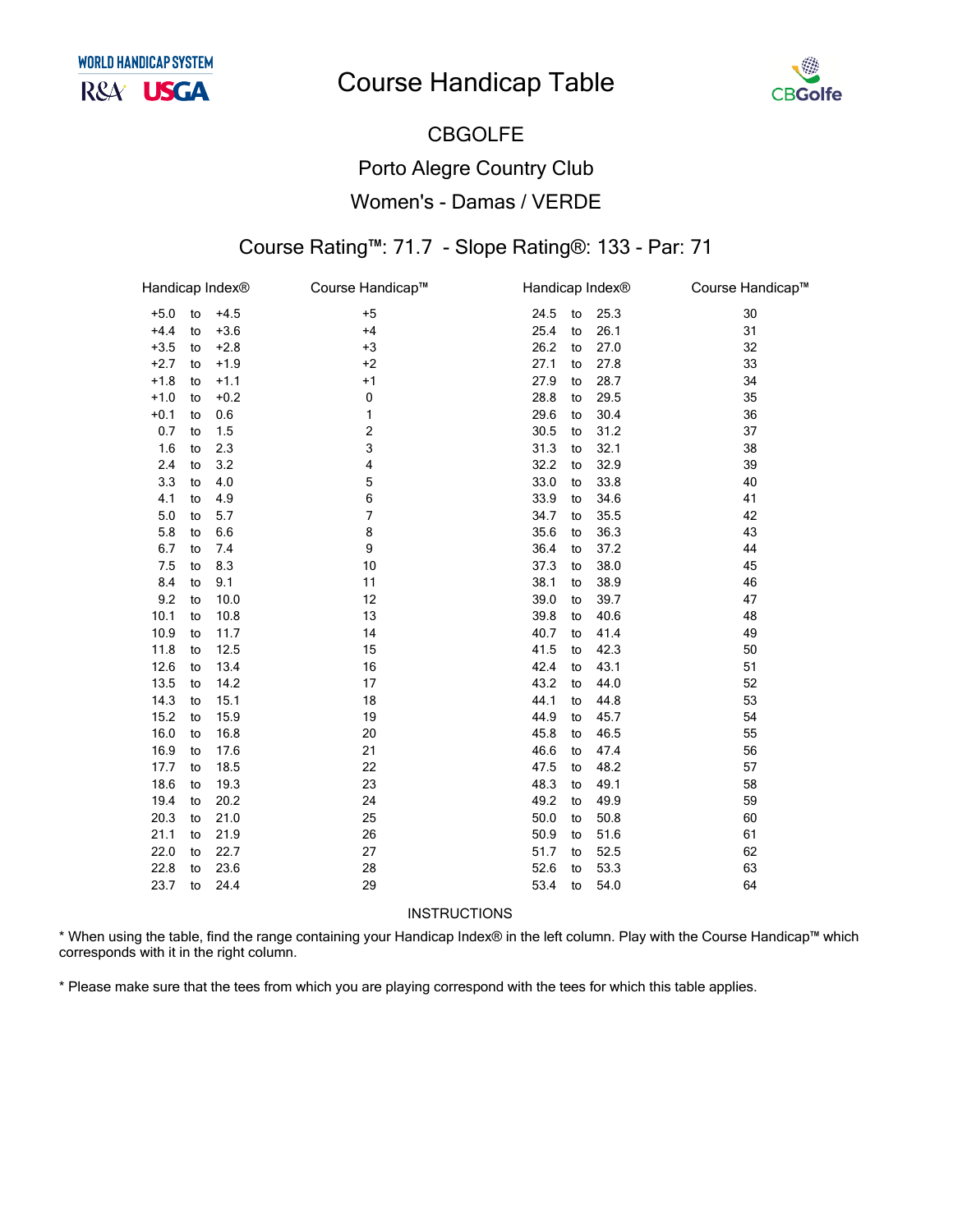# Course Handicap Table

## CBGOLFE

## Porto Alegre Country Club

## Women's - Damas / VERDE

### Course Rating™: 71.7 - Slope Rating®: 133 - Par: 71

| Handicap Index® | Course Handicap™ | Handicap Index® | Course Handicap™ |
|---|---|---|---|
| +5.0 to +4.5 | +5 | 24.5 to 25.3 | 30 |
| +4.4 to +3.6 | +4 | 25.4 to 26.1 | 31 |
| +3.5 to +2.8 | +3 | 26.2 to 27.0 | 32 |
| +2.7 to +1.9 | +2 | 27.1 to 27.8 | 33 |
| +1.8 to +1.1 | +1 | 27.9 to 28.7 | 34 |
| +1.0 to +0.2 | 0 | 28.8 to 29.5 | 35 |
| +0.1 to 0.6 | 1 | 29.6 to 30.4 | 36 |
| 0.7 to 1.5 | 2 | 30.5 to 31.2 | 37 |
| 1.6 to 2.3 | 3 | 31.3 to 32.1 | 38 |
| 2.4 to 3.2 | 4 | 32.2 to 32.9 | 39 |
| 3.3 to 4.0 | 5 | 33.0 to 33.8 | 40 |
| 4.1 to 4.9 | 6 | 33.9 to 34.6 | 41 |
| 5.0 to 5.7 | 7 | 34.7 to 35.5 | 42 |
| 5.8 to 6.6 | 8 | 35.6 to 36.3 | 43 |
| 6.7 to 7.4 | 9 | 36.4 to 37.2 | 44 |
| 7.5 to 8.3 | 10 | 37.3 to 38.0 | 45 |
| 8.4 to 9.1 | 11 | 38.1 to 38.9 | 46 |
| 9.2 to 10.0 | 12 | 39.0 to 39.7 | 47 |
| 10.1 to 10.8 | 13 | 39.8 to 40.6 | 48 |
| 10.9 to 11.7 | 14 | 40.7 to 41.4 | 49 |
| 11.8 to 12.5 | 15 | 41.5 to 42.3 | 50 |
| 12.6 to 13.4 | 16 | 42.4 to 43.1 | 51 |
| 13.5 to 14.2 | 17 | 43.2 to 44.0 | 52 |
| 14.3 to 15.1 | 18 | 44.1 to 44.8 | 53 |
| 15.2 to 15.9 | 19 | 44.9 to 45.7 | 54 |
| 16.0 to 16.8 | 20 | 45.8 to 46.5 | 55 |
| 16.9 to 17.6 | 21 | 46.6 to 47.4 | 56 |
| 17.7 to 18.5 | 22 | 47.5 to 48.2 | 57 |
| 18.6 to 19.3 | 23 | 48.3 to 49.1 | 58 |
| 19.4 to 20.2 | 24 | 49.2 to 49.9 | 59 |
| 20.3 to 21.0 | 25 | 50.0 to 50.8 | 60 |
| 21.1 to 21.9 | 26 | 50.9 to 51.6 | 61 |
| 22.0 to 22.7 | 27 | 51.7 to 52.5 | 62 |
| 22.8 to 23.6 | 28 | 52.6 to 53.3 | 63 |
| 23.7 to 24.4 | 29 | 53.4 to 54.0 | 64 |

INSTRUCTIONS

* When using the table, find the range containing your Handicap Index® in the left column. Play with the Course Handicap™ which corresponds with it in the right column.

* Please make sure that the tees from which you are playing correspond with the tees for which this table applies.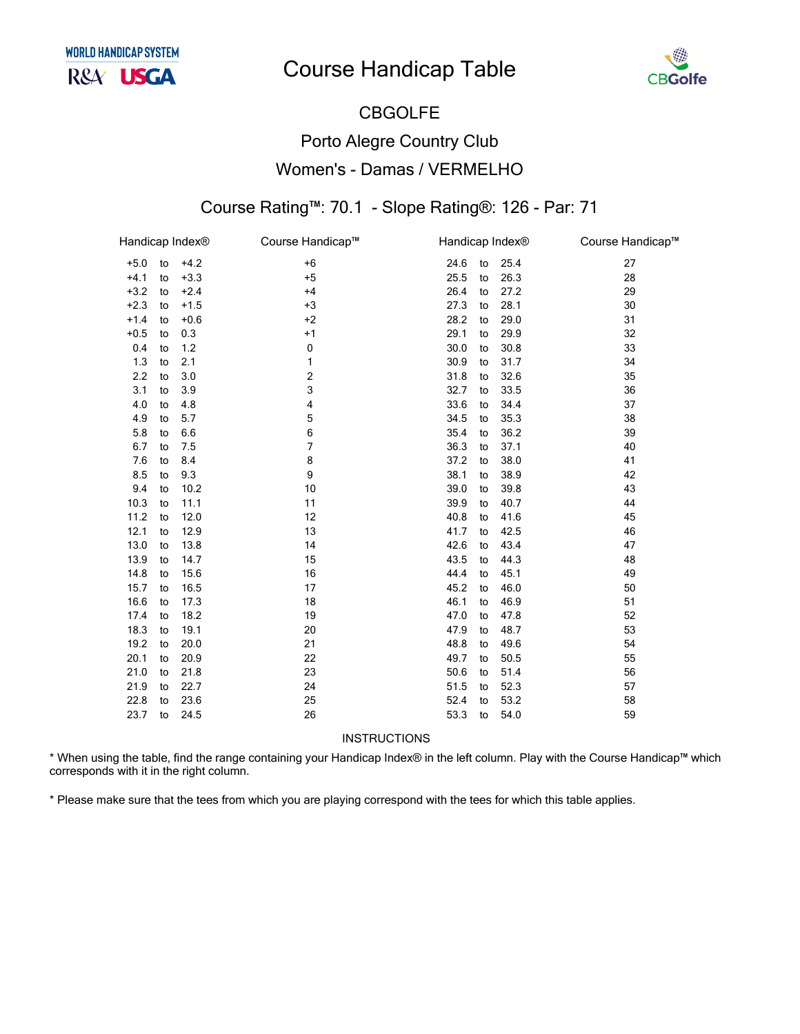WORLD HANDICAP SYSTEM

R&A USGA

# Course Handicap Table

CBGolfe

## CBGOLFE

## Porto Alegre Country Club

## Women's - Damas / VERMELHO

### Course Rating™: 70.1 - Slope Rating®: 126 - Par: 71

| Handicap Index® | Course Handicap™ | Handicap Index® | Course Handicap™ |
|---|---|---|---|
| +5.0 to +4.2 | +6 | 24.6 to 25.4 | 27 |
| +4.1 to +3.3 | +5 | 25.5 to 26.3 | 28 |
| +3.2 to +2.4 | +4 | 26.4 to 27.2 | 29 |
| +2.3 to +1.5 | +3 | 27.3 to 28.1 | 30 |
| +1.4 to +0.6 | +2 | 28.2 to 29.0 | 31 |
| +0.5 to 0.3 | +1 | 29.1 to 29.9 | 32 |
| 0.4 to 1.2 | 0 | 30.0 to 30.8 | 33 |
| 1.3 to 2.1 | 1 | 30.9 to 31.7 | 34 |
| 2.2 to 3.0 | 2 | 31.8 to 32.6 | 35 |
| 3.1 to 3.9 | 3 | 32.7 to 33.5 | 36 |
| 4.0 to 4.8 | 4 | 33.6 to 34.4 | 37 |
| 4.9 to 5.7 | 5 | 34.5 to 35.3 | 38 |
| 5.8 to 6.6 | 6 | 35.4 to 36.2 | 39 |
| 6.7 to 7.5 | 7 | 36.3 to 37.1 | 40 |
| 7.6 to 8.4 | 8 | 37.2 to 38.0 | 41 |
| 8.5 to 9.3 | 9 | 38.1 to 38.9 | 42 |
| 9.4 to 10.2 | 10 | 39.0 to 39.8 | 43 |
| 10.3 to 11.1 | 11 | 39.9 to 40.7 | 44 |
| 11.2 to 12.0 | 12 | 40.8 to 41.6 | 45 |
| 12.1 to 12.9 | 13 | 41.7 to 42.5 | 46 |
| 13.0 to 13.8 | 14 | 42.6 to 43.4 | 47 |
| 13.9 to 14.7 | 15 | 43.5 to 44.3 | 48 |
| 14.8 to 15.6 | 16 | 44.4 to 45.1 | 49 |
| 15.7 to 16.5 | 17 | 45.2 to 46.0 | 50 |
| 16.6 to 17.3 | 18 | 46.1 to 46.9 | 51 |
| 17.4 to 18.2 | 19 | 47.0 to 47.8 | 52 |
| 18.3 to 19.1 | 20 | 47.9 to 48.7 | 53 |
| 19.2 to 20.0 | 21 | 48.8 to 49.6 | 54 |
| 20.1 to 20.9 | 22 | 49.7 to 50.5 | 55 |
| 21.0 to 21.8 | 23 | 50.6 to 51.4 | 56 |
| 21.9 to 22.7 | 24 | 51.5 to 52.3 | 57 |
| 22.8 to 23.6 | 25 | 52.4 to 53.2 | 58 |
| 23.7 to 24.5 | 26 | 53.3 to 54.0 | 59 |

INSTRUCTIONS

* When using the table, find the range containing your Handicap Index® in the left column. Play with the Course Handicap™ which corresponds with it in the right column.

* Please make sure that the tees from which you are playing correspond with the tees for which this table applies.